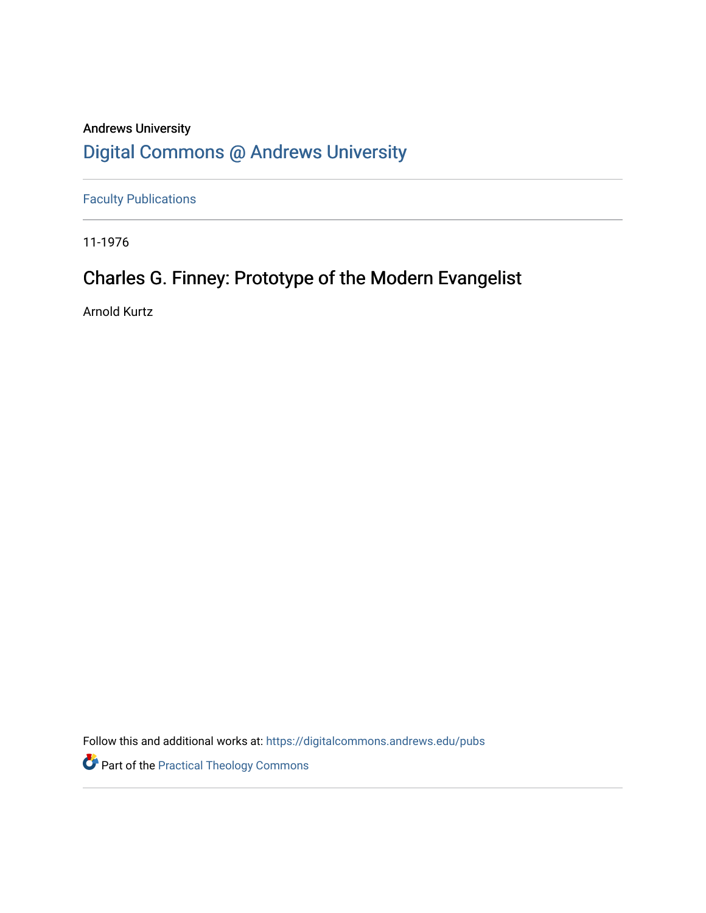Andrews University

## Digital Commons @ Andrews University

Faculty Publications

11-1976

# Charles G. Finney: Prototype of the Modern Evangelist

Arnold Kurtz

Follow this and additional works at: https://digitalcommons.andrews.edu/pubs

Part of the Practical Theology Commons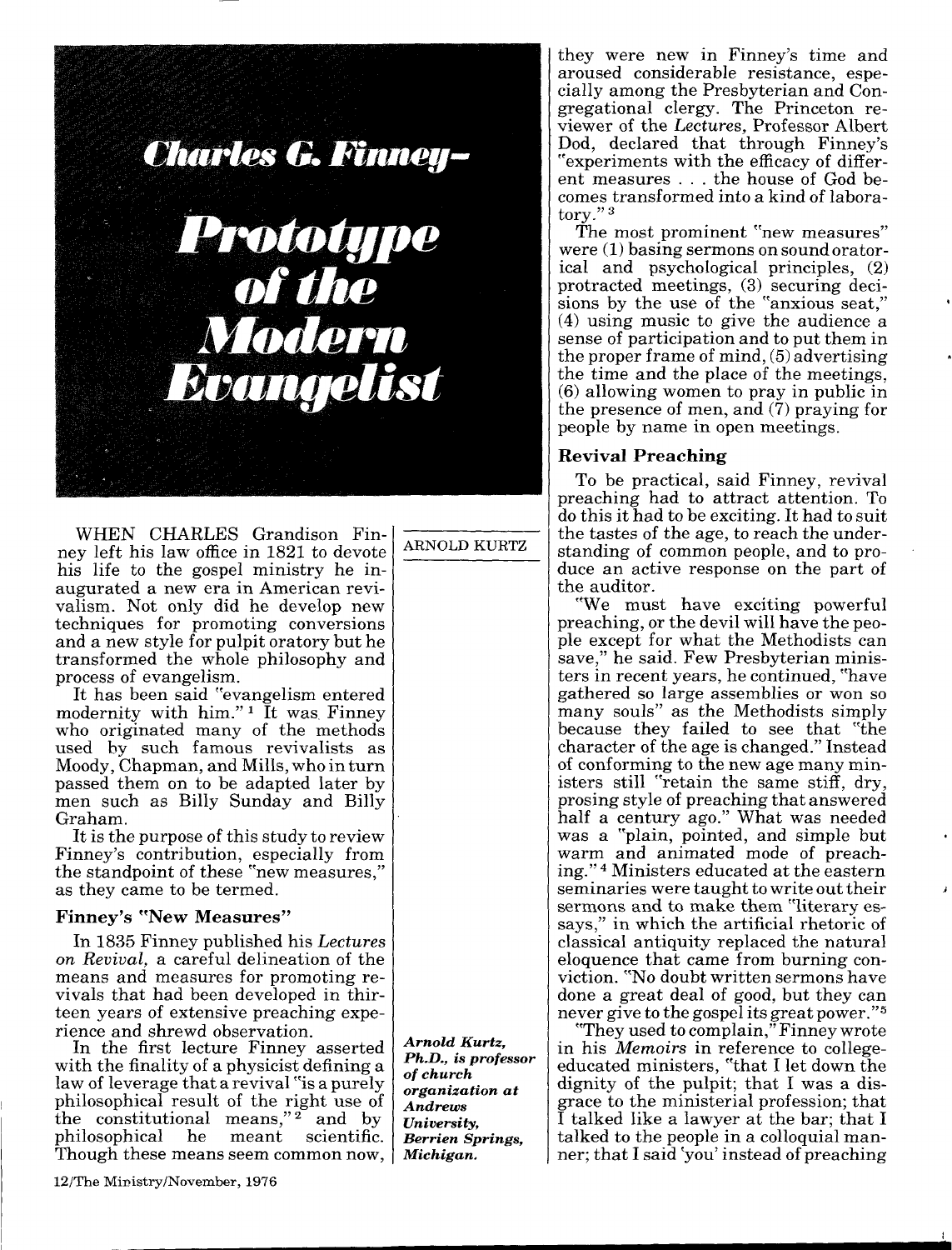# Charles G. Finney—Prototype of the Modern Evangelist

ARNOLD KURTZ

WHEN CHARLES Grandison Finney left his law office in 1821 to devote his life to the gospel ministry he inaugurated a new era in American revivalism. Not only did he develop new techniques for promoting conversions and a new style for pulpit oratory but he transformed the whole philosophy and process of evangelism.

It has been said "evangelism entered modernity with him."[1] It was Finney who originated many of the methods used by such famous revivalists as Moody, Chapman, and Mills, who in turn passed them on to be adapted later by men such as Billy Sunday and Billy Graham.

It is the purpose of this study to review Finney's contribution, especially from the standpoint of these "new measures," as they came to be termed.

## Finney's "New Measures"

In 1835 Finney published his *Lectures on Revival*, a careful delineation of the means and measures for promoting revivals that had been developed in thirteen years of extensive preaching experience and shrewd observation.

In the first lecture Finney asserted with the finality of a physicist defining a law of leverage that a revival "is a purely philosophical result of the right use of the constitutional means,"[2] and by philosophical he meant scientific. Though these means seem common now, they were new in Finney's time and aroused considerable resistance, especially among the Presbyterian and Congregational clergy. The Princeton reviewer of the *Lectures*, Professor Albert Dod, declared that through Finney's "experiments with the efficacy of different measures . . . the house of God becomes transformed into a kind of laboratory."[3]

*Arnold Kurtz, Ph.D., is professor of church organization at Andrews University, Berrien Springs, Michigan.*

The most prominent "new measures" were (1) basing sermons on sound oratorical and psychological principles, (2) protracted meetings, (3) securing decisions by the use of the "anxious seat," (4) using music to give the audience a sense of participation and to put them in the proper frame of mind, (5) advertising the time and the place of the meetings, (6) allowing women to pray in public in the presence of men, and (7) praying for people by name in open meetings.

## Revival Preaching

To be practical, said Finney, revival preaching had to attract attention. To do this it had to be exciting. It had to suit the tastes of the age, to reach the understanding of common people, and to produce an active response on the part of the auditor.

"We must have exciting powerful preaching, or the devil will have the people except for what the Methodists can save," he said. Few Presbyterian ministers in recent years, he continued, "have gathered so large assemblies or won so many souls" as the Methodists simply because they failed to see that "the character of the age is changed." Instead of conforming to the new age many ministers still "retain the same stiff, dry, prosing style of preaching that answered half a century ago." What was needed was a "plain, pointed, and simple but warm and animated mode of preaching."[4] Ministers educated at the eastern seminaries were taught to write out their sermons and to make them "literary essays," in which the artificial rhetoric of classical antiquity replaced the natural eloquence that came from burning conviction. "No doubt written sermons have done a great deal of good, but they can never give to the gospel its great power."[5]

"They used to complain," Finney wrote in his *Memoirs* in reference to college-educated ministers, "that I let down the dignity of the pulpit; that I was a disgrace to the ministerial profession; that I talked like a lawyer at the bar; that I talked to the people in a colloquial manner; that I said 'you' instead of preaching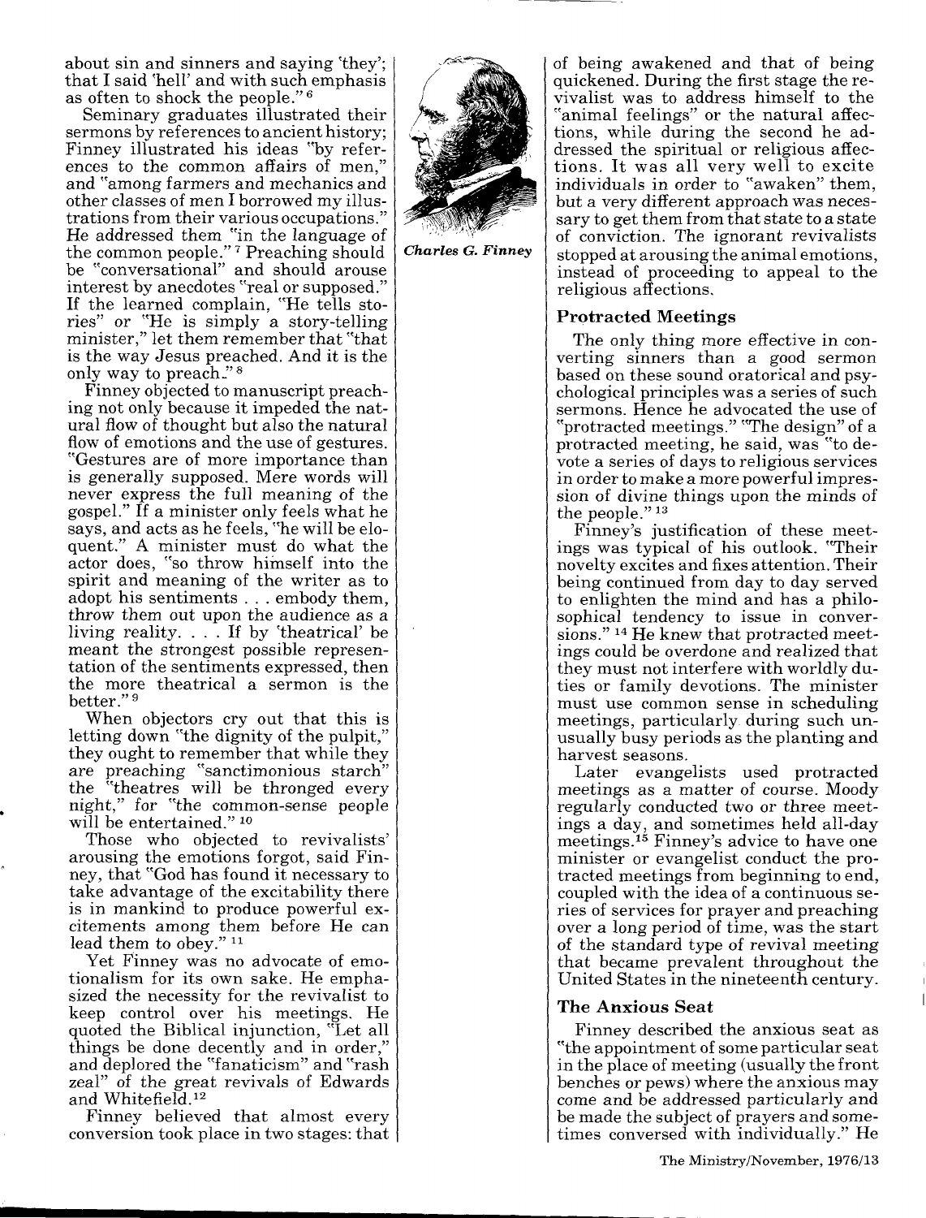about sin and sinners and saying 'they'; that I said 'hell' and with such emphasis as often to shock the people." [6]

Seminary graduates illustrated their sermons by references to ancient history; Finney illustrated his ideas "by references to the common affairs of men," and "among farmers and mechanics and other classes of men I borrowed my illustrations from their various occupations." He addressed them "in the language of the common people." [7] Preaching should be "conversational" and should arouse interest by anecdotes "real or supposed." If the learned complain, "He tells stories" or "He is simply a story-telling minister," let them remember that "that is the way Jesus preached. And it is the only way to preach." [8]

Finney objected to manuscript preaching not only because it impeded the natural flow of thought but also the natural flow of emotions and the use of gestures. "Gestures are of more importance than is generally supposed. Mere words will never express the full meaning of the gospel." If a minister only feels what he says, and acts as he feels, "he will be eloquent." A minister must do what the actor does, "so throw himself into the spirit and meaning of the writer as to adopt his sentiments . . . embody them, throw them out upon the audience as a living reality. . . . If by 'theatrical' be meant the strongest possible representation of the sentiments expressed, then the more theatrical a sermon is the better." [9]

When objectors cry out that this is letting down "the dignity of the pulpit," they ought to remember that while they are preaching "sanctimonious starch" the "theatres will be thronged every night," for "the common-sense people will be entertained." [10]

Those who objected to revivalists' arousing the emotions forgot, said Finney, that "God has found it necessary to take advantage of the excitability there is in mankind to produce powerful excitements among them before He can lead them to obey." [11]

Yet Finney was no advocate of emotionalism for its own sake. He emphasized the necessity for the revivalist to keep control over his meetings. He quoted the Biblical injunction, "Let all things be done decently and in order," and deplored the "fanaticism" and "rash zeal" of the great revivals of Edwards and Whitefield. [12]

Finney believed that almost every conversion took place in two stages: that of being awakened and that of being quickened. During the first stage the revivalist was to address himself to the "animal feelings" or the natural affections, while during the second he addressed the spiritual or religious affections. It was all very well to excite individuals in order to "awaken" them, but a very different approach was necessary to get them from that state to a state of conviction. The ignorant revivalists stopped at arousing the animal emotions, instead of proceeding to appeal to the religious affections.

*Charles G. Finney*

### Protracted Meetings

The only thing more effective in converting sinners than a good sermon based on these sound oratorical and psychological principles was a series of such sermons. Hence he advocated the use of "protracted meetings." "The design" of a protracted meeting, he said, was "to devote a series of days to religious services in order to make a more powerful impression of divine things upon the minds of the people." [13]

Finney's justification of these meetings was typical of his outlook. "Their novelty excites and fixes attention. Their being continued from day to day served to enlighten the mind and has a philosophical tendency to issue in conversions." [14] He knew that protracted meetings could be overdone and realized that they must not interfere with worldly duties or family devotions. The minister must use common sense in scheduling meetings, particularly during such unusually busy periods as the planting and harvest seasons.

Later evangelists used protracted meetings as a matter of course. Moody regularly conducted two or three meetings a day, and sometimes held all-day meetings. [15] Finney's advice to have one minister or evangelist conduct the protracted meetings from beginning to end, coupled with the idea of a continuous series of services for prayer and preaching over a long period of time, was the start of the standard type of revival meeting that became prevalent throughout the United States in the nineteenth century.

### The Anxious Seat

Finney described the anxious seat as "the appointment of some particular seat in the place of meeting (usually the front benches or pews) where the anxious may come and be addressed particularly and be made the subject of prayers and sometimes conversed with individually." He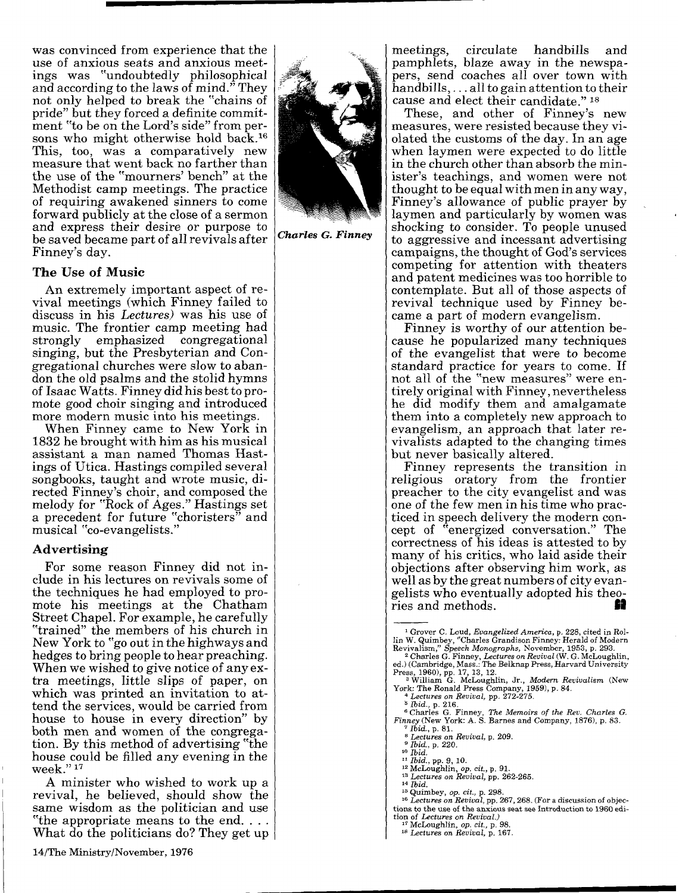was convinced from experience that the use of anxious seats and anxious meetings was "undoubtedly philosophical and according to the laws of mind." They not only helped to break the "chains of pride" but they forced a definite commitment "to be on the Lord's side" from persons who might otherwise hold back.[16] This, too, was a comparatively new measure that went back no farther than the use of the "mourners' bench" at the Methodist camp meetings. The practice of requiring awakened sinners to come forward publicly at the close of a sermon and express their desire or purpose to be saved became part of all revivals after Finney's day.

*Charles G. Finney*

### The Use of Music

An extremely important aspect of revival meetings (which Finney failed to discuss in his *Lectures*) was his use of music. The frontier camp meeting had strongly emphasized congregational singing, but the Presbyterian and Congregational churches were slow to abandon the old psalms and the stolid hymns of Isaac Watts. Finney did his best to promote good choir singing and introduced more modern music into his meetings.

When Finney came to New York in 1832 he brought with him as his musical assistant a man named Thomas Hastings of Utica. Hastings compiled several songbooks, taught and wrote music, directed Finney's choir, and composed the melody for "Rock of Ages." Hastings set a precedent for future "choristers" and musical "co-evangelists."

### Advertising

For some reason Finney did not include in his lectures on revivals some of the techniques he had employed to promote his meetings at the Chatham Street Chapel. For example, he carefully "trained" the members of his church in New York to "go out in the highways and hedges to bring people to hear preaching. When we wished to give notice of any extra meetings, little slips of paper, on which was printed an invitation to attend the services, would be carried from house to house in every direction" by both men and women of the congregation. By this method of advertising "the house could be filled any evening in the week."[17]

A minister who wished to work up a revival, he believed, should show the same wisdom as the politician and use "the appropriate means to the end. . . . What do the politicians do? They get up meetings, circulate handbills and pamphlets, blaze away in the newspapers, send coaches all over town with handbills, . . . all to gain attention to their cause and elect their candidate."[18]

These, and other of Finney's new measures, were resisted because they violated the customs of the day. In an age when laymen were expected to do little in the church other than absorb the minister's teachings, and women were not thought to be equal with men in any way, Finney's allowance of public prayer by laymen and particularly by women was shocking to consider. To people unused to aggressive and incessant advertising campaigns, the thought of God's services competing for attention with theaters and patent medicines was too horrible to contemplate. But all of those aspects of revival technique used by Finney became a part of modern evangelism.

Finney is worthy of our attention because he popularized many techniques of the evangelist that were to become standard practice for years to come. If not all of the "new measures" were entirely original with Finney, nevertheless he did modify them and amalgamate them into a completely new approach to evangelism, an approach that later revivalists adapted to the changing times but never basically altered.

Finney represents the transition in religious oratory from the frontier preacher to the city evangelist and was one of the few men in his time who practiced in speech delivery the modern concept of "energized conversation." The correctness of his ideas is attested to by many of his critics, who laid aside their objections after observing him work, as well as by the great numbers of city evangelists who eventually adopted his theories and methods.

---

[1] Grover C. Loud, *Evangelized America*, p. 228, cited in Rollin W. Quimbey, "Charles Grandison Finney: Herald of Modern Revivalism," *Speech Monographs*, November, 1953, p. 293.
[2] Charles G. Finney, *Lectures on Revival* (W. G. McLoughlin, ed.) (Cambridge, Mass.: The Belknap Press, Harvard University Press, 1960), pp. 17, 13, 12.
[3] William G. McLoughlin, Jr., *Modern Revivalism* (New York: The Ronald Press Company, 1959), p. 84.
[4] *Lectures on Revival*, pp. 272-275.
[5] *Ibid.*, p. 216.
[6] Charles G. Finney, *The Memoirs of the Rev. Charles G. Finney* (New York: A. S. Barnes and Company, 1876), p. 83.
[7] *Ibid.*, p. 81.
[8] *Lectures on Revival*, p. 209.
[9] *Ibid.*, p. 220.
[10] *Ibid.*
[11] *Ibid.*, pp. 9, 10.
[12] McLoughlin, *op. cit.*, p. 91.
[13] *Lectures on Revival*, pp. 262-265.
[14] *Ibid.*
[15] Quimbey, *op. cit.*, p. 298.
[16] *Lectures on Revival*, pp. 267, 268. (For a discussion of objections to the use of the anxious seat see Introduction to 1960 edition of *Lectures on Revival*.)
[17] McLoughlin, *op. cit.*, p. 98.
[18] *Lectures on Revival*, p. 167.